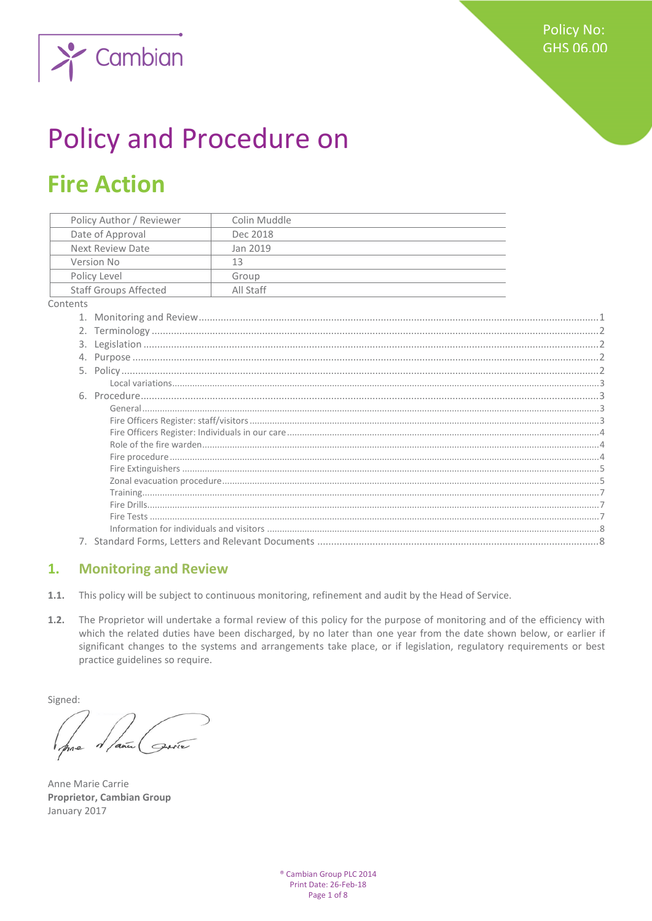Policy No: GHS 06.00

# Policy and Procedure on

# Fire Action

| Policy Author / Reviewer | Colin Muddle |
|---|---|
| Date of Approval | Dec 2018 |
| Next Review Date | Jan 2019 |
| Version No | 13 |
| Policy Level | Group |
| Staff Groups Affected | All Staff |

Contents

1. Monitoring and Review ........ 1
2. Terminology ........ 2
3. Legislation ........ 2
4. Purpose ........ 2
5. Policy ........ 2
   - Local variations ........ 3
6. Procedure ........ 3
   - General ........ 3
   - Fire Officers Register: staff/visitors ........ 3
   - Fire Officers Register: Individuals in our care ........ 4
   - Role of the fire warden ........ 4
   - Fire procedure ........ 4
   - Fire Extinguishers ........ 5
   - Zonal evacuation procedure ........ 5
   - Training ........ 7
   - Fire Drills ........ 7
   - Fire Tests ........ 7
   - Information for individuals and visitors ........ 8
7. Standard Forms, Letters and Relevant Documents ........ 8

## 1. Monitoring and Review

**1.1.** This policy will be subject to continuous monitoring, refinement and audit by the Head of Service.

**1.2.** The Proprietor will undertake a formal review of this policy for the purpose of monitoring and of the efficiency with which the related duties have been discharged, by no later than one year from the date shown below, or earlier if significant changes to the systems and arrangements take place, or if legislation, regulatory requirements or best practice guidelines so require.

Signed:

Anne Marie Carrie
**Proprietor, Cambian Group**
January 2017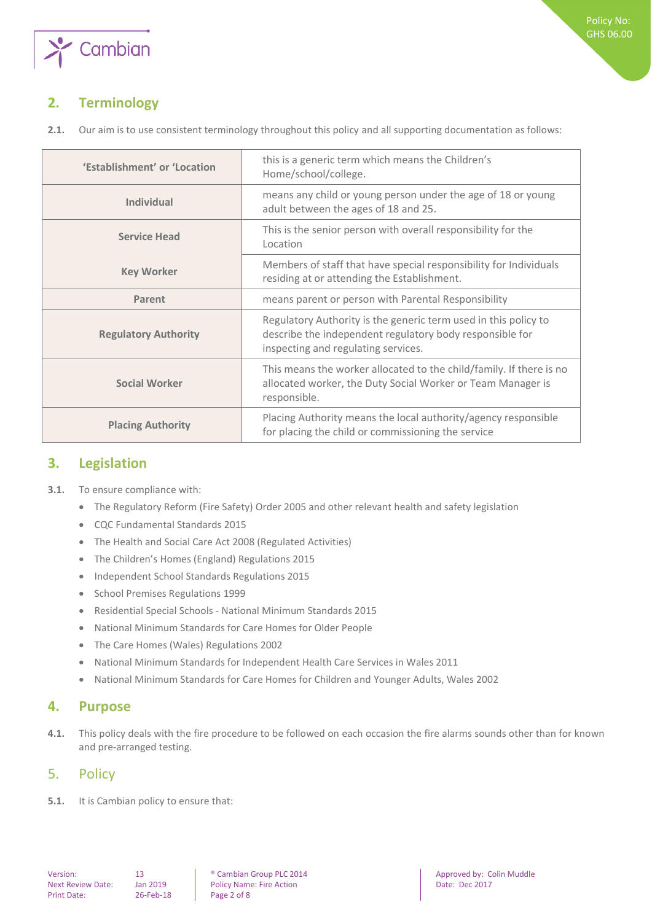## 2. Terminology

**2.1.** Our aim is to use consistent terminology throughout this policy and all supporting documentation as follows:

| | |
|---|---|
| **'Establishment' or 'Location** | this is a generic term which means the Children's Home/school/college. |
| **Individual** | means any child or young person under the age of 18 or young adult between the ages of 18 and 25. |
| **Service Head** | This is the senior person with overall responsibility for the Location |
| **Key Worker** | Members of staff that have special responsibility for Individuals residing at or attending the Establishment. |
| **Parent** | means parent or person with Parental Responsibility |
| **Regulatory Authority** | Regulatory Authority is the generic term used in this policy to describe the independent regulatory body responsible for inspecting and regulating services. |
| **Social Worker** | This means the worker allocated to the child/family. If there is no allocated worker, the Duty Social Worker or Team Manager is responsible. |
| **Placing Authority** | Placing Authority means the local authority/agency responsible for placing the child or commissioning the service |

## 3. Legislation

**3.1.** To ensure compliance with:

- The Regulatory Reform (Fire Safety) Order 2005 and other relevant health and safety legislation
- CQC Fundamental Standards 2015
- The Health and Social Care Act 2008 (Regulated Activities)
- The Children's Homes (England) Regulations 2015
- Independent School Standards Regulations 2015
- School Premises Regulations 1999
- Residential Special Schools - National Minimum Standards 2015
- National Minimum Standards for Care Homes for Older People
- The Care Homes (Wales) Regulations 2002
- National Minimum Standards for Independent Health Care Services in Wales 2011
- National Minimum Standards for Care Homes for Children and Younger Adults, Wales 2002

## 4. Purpose

**4.1.** This policy deals with the fire procedure to be followed on each occasion the fire alarms sounds other than for known and pre-arranged testing.

## 5. Policy

**5.1.** It is Cambian policy to ensure that: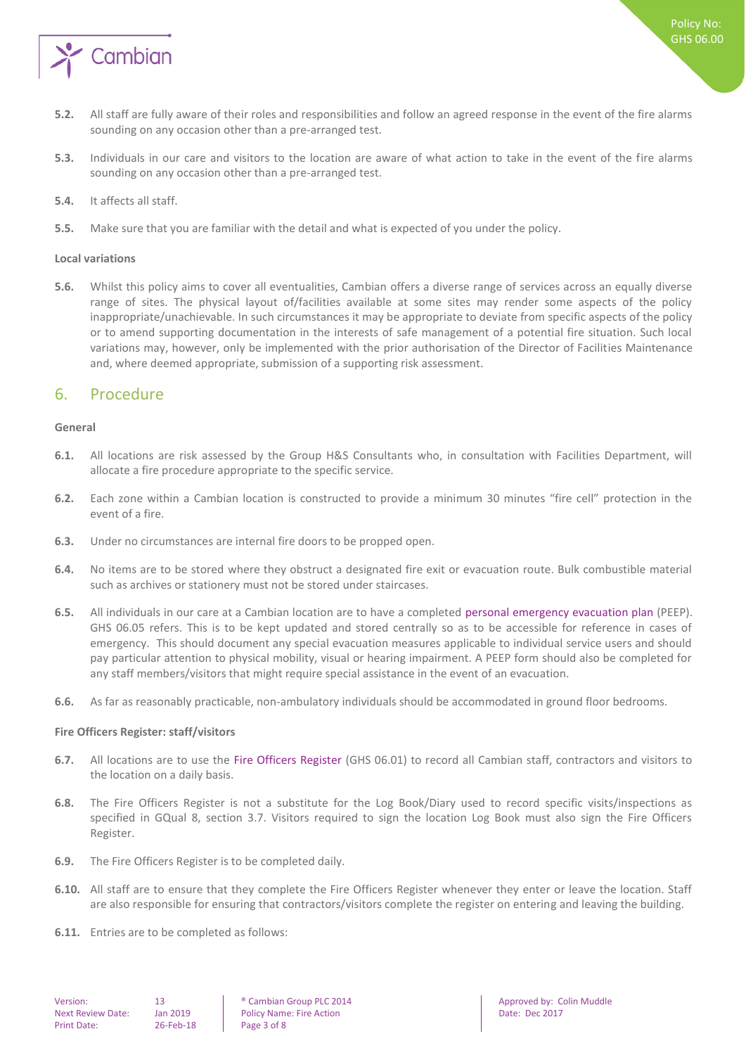**5.2.** All staff are fully aware of their roles and responsibilities and follow an agreed response in the event of the fire alarms sounding on any occasion other than a pre-arranged test.

**5.3.** Individuals in our care and visitors to the location are aware of what action to take in the event of the fire alarms sounding on any occasion other than a pre-arranged test.

**5.4.** It affects all staff.

**5.5.** Make sure that you are familiar with the detail and what is expected of you under the policy.

**Local variations**

**5.6.** Whilst this policy aims to cover all eventualities, Cambian offers a diverse range of services across an equally diverse range of sites. The physical layout of/facilities available at some sites may render some aspects of the policy inappropriate/unachievable. In such circumstances it may be appropriate to deviate from specific aspects of the policy or to amend supporting documentation in the interests of safe management of a potential fire situation. Such local variations may, however, only be implemented with the prior authorisation of the Director of Facilities Maintenance and, where deemed appropriate, submission of a supporting risk assessment.

## 6. Procedure

**General**

**6.1.** All locations are risk assessed by the Group H&S Consultants who, in consultation with Facilities Department, will allocate a fire procedure appropriate to the specific service.

**6.2.** Each zone within a Cambian location is constructed to provide a minimum 30 minutes "fire cell" protection in the event of a fire.

**6.3.** Under no circumstances are internal fire doors to be propped open.

**6.4.** No items are to be stored where they obstruct a designated fire exit or evacuation route. Bulk combustible material such as archives or stationery must not be stored under staircases.

**6.5.** All individuals in our care at a Cambian location are to have a completed personal emergency evacuation plan (PEEP). GHS 06.05 refers. This is to be kept updated and stored centrally so as to be accessible for reference in cases of emergency. This should document any special evacuation measures applicable to individual service users and should pay particular attention to physical mobility, visual or hearing impairment. A PEEP form should also be completed for any staff members/visitors that might require special assistance in the event of an evacuation.

**6.6.** As far as reasonably practicable, non-ambulatory individuals should be accommodated in ground floor bedrooms.

**Fire Officers Register: staff/visitors**

**6.7.** All locations are to use the Fire Officers Register (GHS 06.01) to record all Cambian staff, contractors and visitors to the location on a daily basis.

**6.8.** The Fire Officers Register is not a substitute for the Log Book/Diary used to record specific visits/inspections as specified in GQual 8, section 3.7. Visitors required to sign the location Log Book must also sign the Fire Officers Register.

**6.9.** The Fire Officers Register is to be completed daily.

**6.10.** All staff are to ensure that they complete the Fire Officers Register whenever they enter or leave the location. Staff are also responsible for ensuring that contractors/visitors complete the register on entering and leaving the building.

**6.11.** Entries are to be completed as follows: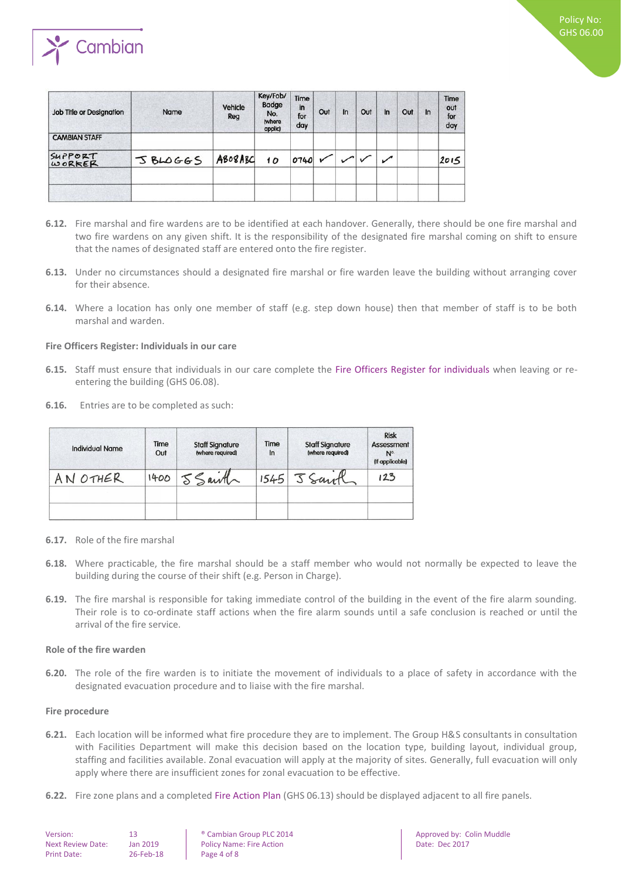| Job Title or Designation | Name | Vehicle Reg | Key/Fob/ Badge No. (where applic) | Time in for day | Out | In | Out | In | Out | In | Time out for day |
|---|---|---|---|---|---|---|---|---|---|---|---|
| CAMBIAN STAFF | | | | | | | | | | | |
| SUPPORT WORKER | J BLOGGS | AB08ABC | 10 | 0740 | ✓ | ✓ | ✓ | ✓ | | | 2015 |
| | | | | | | | | | | | |
| | | | | | | | | | | | |

**6.12.** Fire marshal and fire wardens are to be identified at each handover. Generally, there should be one fire marshal and two fire wardens on any given shift. It is the responsibility of the designated fire marshal coming on shift to ensure that the names of designated staff are entered onto the fire register.

**6.13.** Under no circumstances should a designated fire marshal or fire warden leave the building without arranging cover for their absence.

**6.14.** Where a location has only one member of staff (e.g. step down house) then that member of staff is to be both marshal and warden.

**Fire Officers Register: Individuals in our care**

**6.15.** Staff must ensure that individuals in our care complete the Fire Officers Register for individuals when leaving or re-entering the building (GHS 06.08).

**6.16.** Entries are to be completed as such:

| Individual Name | Time Out | Staff Signature (where required) | Time In | Staff Signature (where required) | Risk Assessment Nº (if applicable) |
|---|---|---|---|---|---|
| AN OTHER | 1400 | J Smith | 1545 | J Smith | 123 |
| | | | | | |
| | | | | | |

**6.17.** Role of the fire marshal

**6.18.** Where practicable, the fire marshal should be a staff member who would not normally be expected to leave the building during the course of their shift (e.g. Person in Charge).

**6.19.** The fire marshal is responsible for taking immediate control of the building in the event of the fire alarm sounding. Their role is to co-ordinate staff actions when the fire alarm sounds until a safe conclusion is reached or until the arrival of the fire service.

**Role of the fire warden**

**6.20.** The role of the fire warden is to initiate the movement of individuals to a place of safety in accordance with the designated evacuation procedure and to liaise with the fire marshal.

**Fire procedure**

**6.21.** Each location will be informed what fire procedure they are to implement. The Group H&S consultants in consultation with Facilities Department will make this decision based on the location type, building layout, individual group, staffing and facilities available. Zonal evacuation will apply at the majority of sites. Generally, full evacuation will only apply where there are insufficient zones for zonal evacuation to be effective.

**6.22.** Fire zone plans and a completed Fire Action Plan (GHS 06.13) should be displayed adjacent to all fire panels.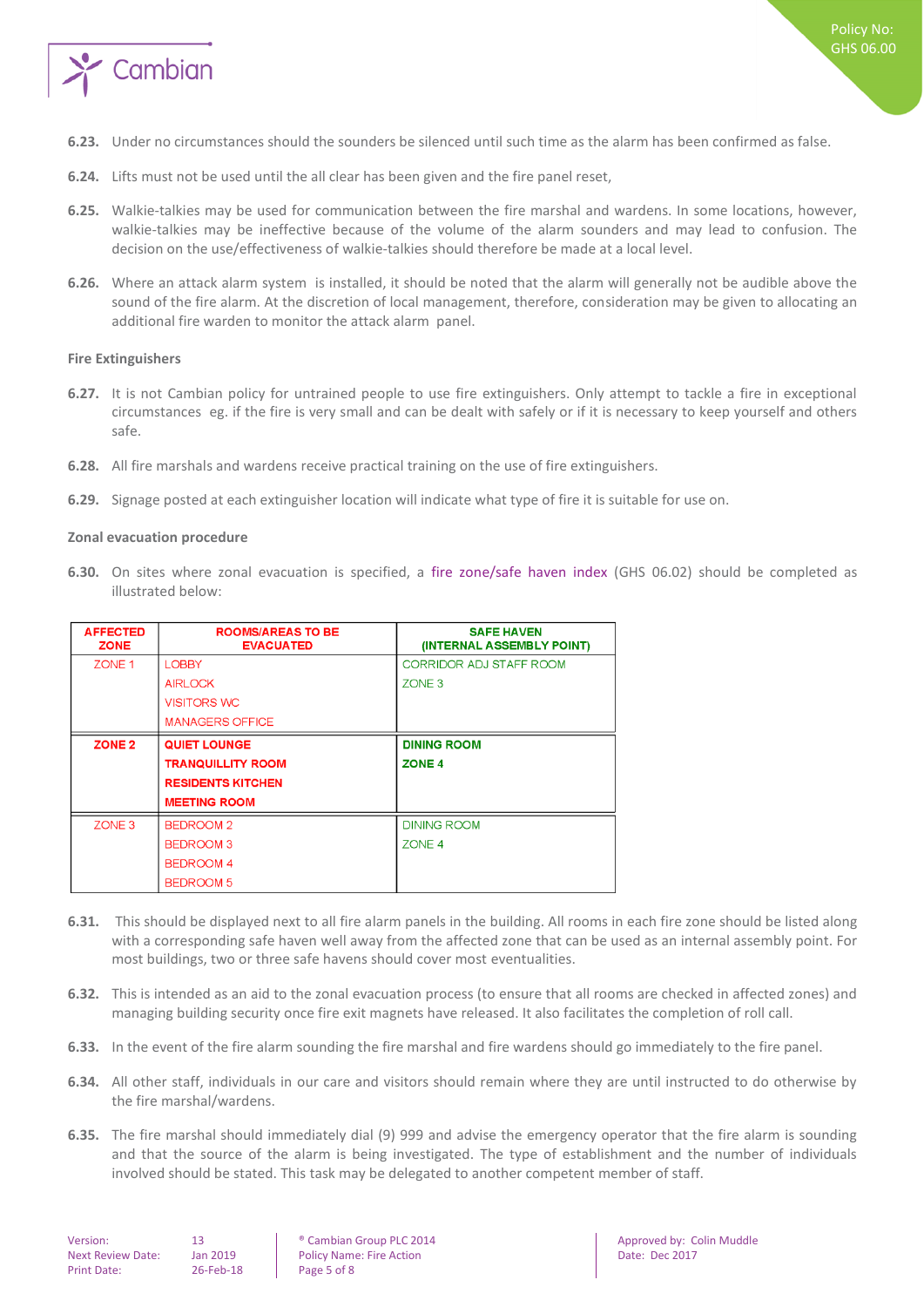**6.23.** Under no circumstances should the sounders be silenced until such time as the alarm has been confirmed as false.

**6.24.** Lifts must not be used until the all clear has been given and the fire panel reset,

**6.25.** Walkie-talkies may be used for communication between the fire marshal and wardens. In some locations, however, walkie-talkies may be ineffective because of the volume of the alarm sounders and may lead to confusion. The decision on the use/effectiveness of walkie-talkies should therefore be made at a local level.

**6.26.** Where an attack alarm system is installed, it should be noted that the alarm will generally not be audible above the sound of the fire alarm. At the discretion of local management, therefore, consideration may be given to allocating an additional fire warden to monitor the attack alarm panel.

**Fire Extinguishers**

**6.27.** It is not Cambian policy for untrained people to use fire extinguishers. Only attempt to tackle a fire in exceptional circumstances eg. if the fire is very small and can be dealt with safely or if it is necessary to keep yourself and others safe.

**6.28.** All fire marshals and wardens receive practical training on the use of fire extinguishers.

**6.29.** Signage posted at each extinguisher location will indicate what type of fire it is suitable for use on.

**Zonal evacuation procedure**

**6.30.** On sites where zonal evacuation is specified, a fire zone/safe haven index (GHS 06.02) should be completed as illustrated below:

| AFFECTED ZONE | ROOMS/AREAS TO BE EVACUATED | SAFE HAVEN (INTERNAL ASSEMBLY POINT) |
|---|---|---|
| ZONE 1 | LOBBY<br>AIRLOCK<br>VISITORS WC<br>MANAGERS OFFICE | CORRIDOR ADJ STAFF ROOM<br>ZONE 3 |
| **ZONE 2** | **QUIET LOUNGE**<br>**TRANQUILLITY ROOM**<br>**RESIDENTS KITCHEN**<br>**MEETING ROOM** | **DINING ROOM**<br>**ZONE 4** |
| ZONE 3 | BEDROOM 2<br>BEDROOM 3<br>BEDROOM 4<br>BEDROOM 5 | DINING ROOM<br>ZONE 4 |

**6.31.** This should be displayed next to all fire alarm panels in the building. All rooms in each fire zone should be listed along with a corresponding safe haven well away from the affected zone that can be used as an internal assembly point. For most buildings, two or three safe havens should cover most eventualities.

**6.32.** This is intended as an aid to the zonal evacuation process (to ensure that all rooms are checked in affected zones) and managing building security once fire exit magnets have released. It also facilitates the completion of roll call.

**6.33.** In the event of the fire alarm sounding the fire marshal and fire wardens should go immediately to the fire panel.

**6.34.** All other staff, individuals in our care and visitors should remain where they are until instructed to do otherwise by the fire marshal/wardens.

**6.35.** The fire marshal should immediately dial (9) 999 and advise the emergency operator that the fire alarm is sounding and that the source of the alarm is being investigated. The type of establishment and the number of individuals involved should be stated. This task may be delegated to another competent member of staff.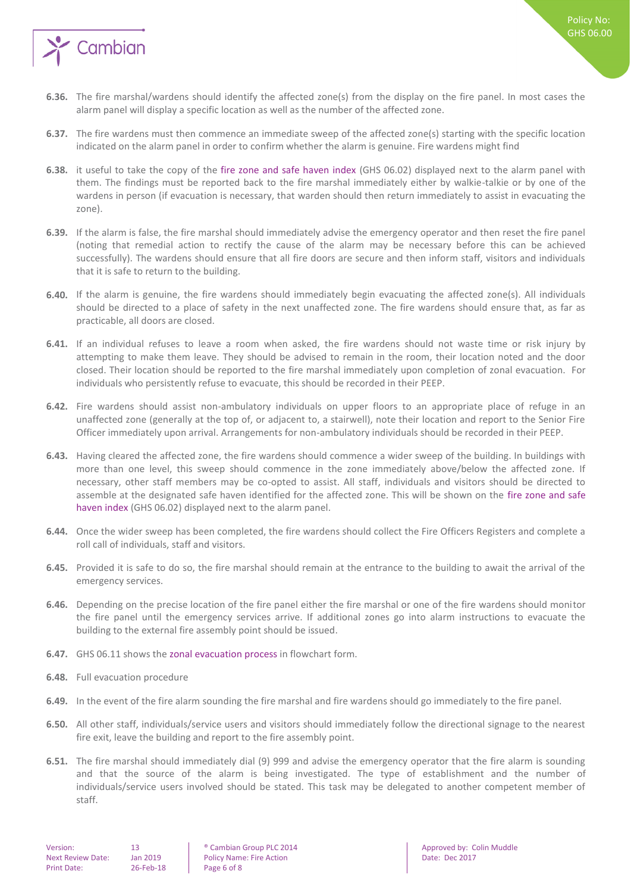**6.36.** The fire marshal/wardens should identify the affected zone(s) from the display on the fire panel. In most cases the alarm panel will display a specific location as well as the number of the affected zone.

**6.37.** The fire wardens must then commence an immediate sweep of the affected zone(s) starting with the specific location indicated on the alarm panel in order to confirm whether the alarm is genuine. Fire wardens might find

**6.38.** it useful to take the copy of the fire zone and safe haven index (GHS 06.02) displayed next to the alarm panel with them. The findings must be reported back to the fire marshal immediately either by walkie-talkie or by one of the wardens in person (if evacuation is necessary, that warden should then return immediately to assist in evacuating the zone).

**6.39.** If the alarm is false, the fire marshal should immediately advise the emergency operator and then reset the fire panel (noting that remedial action to rectify the cause of the alarm may be necessary before this can be achieved successfully). The wardens should ensure that all fire doors are secure and then inform staff, visitors and individuals that it is safe to return to the building.

**6.40.** If the alarm is genuine, the fire wardens should immediately begin evacuating the affected zone(s). All individuals should be directed to a place of safety in the next unaffected zone. The fire wardens should ensure that, as far as practicable, all doors are closed.

**6.41.** If an individual refuses to leave a room when asked, the fire wardens should not waste time or risk injury by attempting to make them leave. They should be advised to remain in the room, their location noted and the door closed. Their location should be reported to the fire marshal immediately upon completion of zonal evacuation. For individuals who persistently refuse to evacuate, this should be recorded in their PEEP.

**6.42.** Fire wardens should assist non-ambulatory individuals on upper floors to an appropriate place of refuge in an unaffected zone (generally at the top of, or adjacent to, a stairwell), note their location and report to the Senior Fire Officer immediately upon arrival. Arrangements for non-ambulatory individuals should be recorded in their PEEP.

**6.43.** Having cleared the affected zone, the fire wardens should commence a wider sweep of the building. In buildings with more than one level, this sweep should commence in the zone immediately above/below the affected zone. If necessary, other staff members may be co-opted to assist. All staff, individuals and visitors should be directed to assemble at the designated safe haven identified for the affected zone. This will be shown on the fire zone and safe haven index (GHS 06.02) displayed next to the alarm panel.

**6.44.** Once the wider sweep has been completed, the fire wardens should collect the Fire Officers Registers and complete a roll call of individuals, staff and visitors.

**6.45.** Provided it is safe to do so, the fire marshal should remain at the entrance to the building to await the arrival of the emergency services.

**6.46.** Depending on the precise location of the fire panel either the fire marshal or one of the fire wardens should monitor the fire panel until the emergency services arrive. If additional zones go into alarm instructions to evacuate the building to the external fire assembly point should be issued.

**6.47.** GHS 06.11 shows the zonal evacuation process in flowchart form.

**6.48.** Full evacuation procedure

**6.49.** In the event of the fire alarm sounding the fire marshal and fire wardens should go immediately to the fire panel.

**6.50.** All other staff, individuals/service users and visitors should immediately follow the directional signage to the nearest fire exit, leave the building and report to the fire assembly point.

**6.51.** The fire marshal should immediately dial (9) 999 and advise the emergency operator that the fire alarm is sounding and that the source of the alarm is being investigated. The type of establishment and the number of individuals/service users involved should be stated. This task may be delegated to another competent member of staff.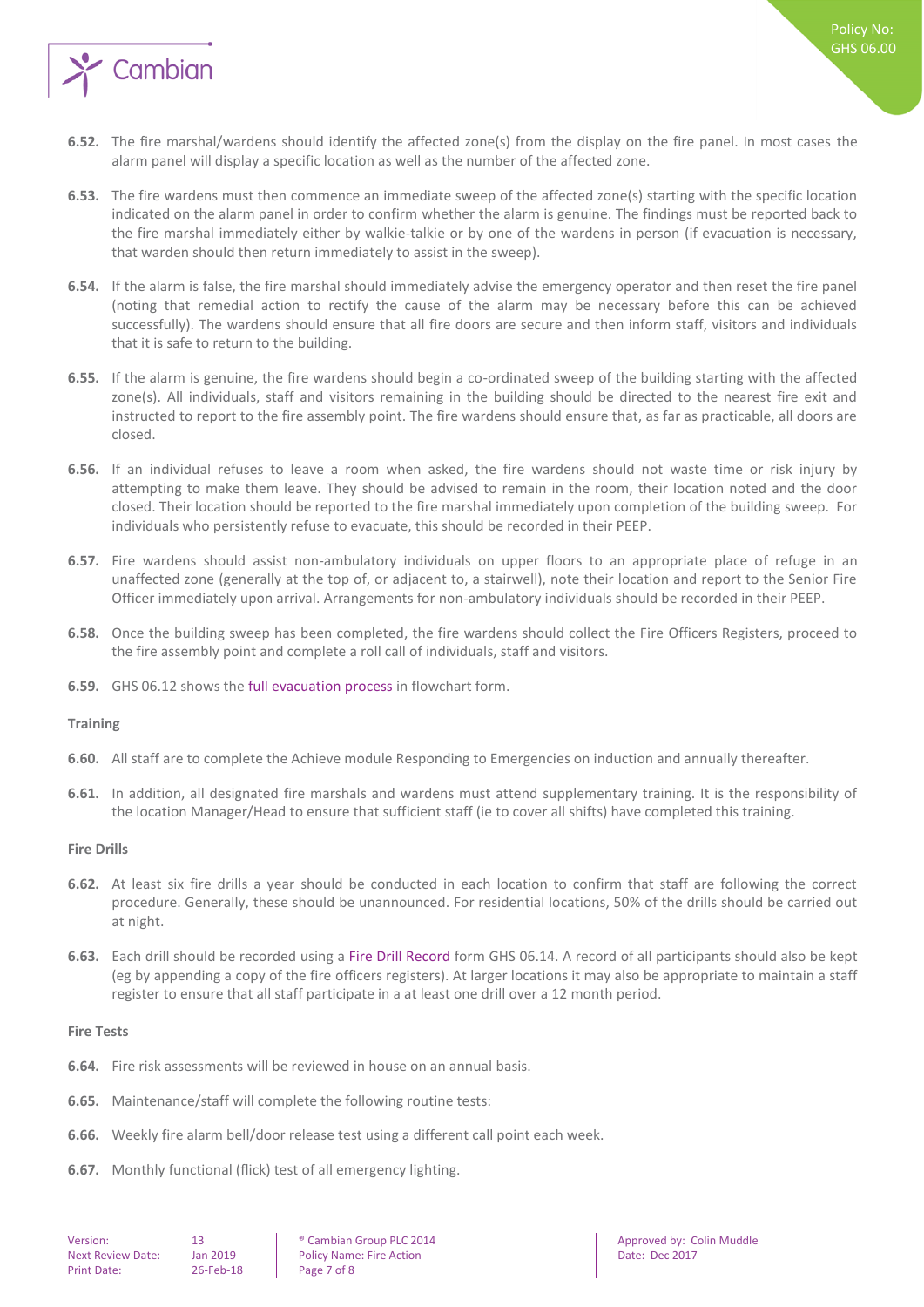**6.52.** The fire marshal/wardens should identify the affected zone(s) from the display on the fire panel. In most cases the alarm panel will display a specific location as well as the number of the affected zone.

**6.53.** The fire wardens must then commence an immediate sweep of the affected zone(s) starting with the specific location indicated on the alarm panel in order to confirm whether the alarm is genuine. The findings must be reported back to the fire marshal immediately either by walkie-talkie or by one of the wardens in person (if evacuation is necessary, that warden should then return immediately to assist in the sweep).

**6.54.** If the alarm is false, the fire marshal should immediately advise the emergency operator and then reset the fire panel (noting that remedial action to rectify the cause of the alarm may be necessary before this can be achieved successfully). The wardens should ensure that all fire doors are secure and then inform staff, visitors and individuals that it is safe to return to the building.

**6.55.** If the alarm is genuine, the fire wardens should begin a co-ordinated sweep of the building starting with the affected zone(s). All individuals, staff and visitors remaining in the building should be directed to the nearest fire exit and instructed to report to the fire assembly point. The fire wardens should ensure that, as far as practicable, all doors are closed.

**6.56.** If an individual refuses to leave a room when asked, the fire wardens should not waste time or risk injury by attempting to make them leave. They should be advised to remain in the room, their location noted and the door closed. Their location should be reported to the fire marshal immediately upon completion of the building sweep. For individuals who persistently refuse to evacuate, this should be recorded in their PEEP.

**6.57.** Fire wardens should assist non-ambulatory individuals on upper floors to an appropriate place of refuge in an unaffected zone (generally at the top of, or adjacent to, a stairwell), note their location and report to the Senior Fire Officer immediately upon arrival. Arrangements for non-ambulatory individuals should be recorded in their PEEP.

**6.58.** Once the building sweep has been completed, the fire wardens should collect the Fire Officers Registers, proceed to the fire assembly point and complete a roll call of individuals, staff and visitors.

**6.59.** GHS 06.12 shows the full evacuation process in flowchart form.

**Training**

**6.60.** All staff are to complete the Achieve module Responding to Emergencies on induction and annually thereafter.

**6.61.** In addition, all designated fire marshals and wardens must attend supplementary training. It is the responsibility of the location Manager/Head to ensure that sufficient staff (ie to cover all shifts) have completed this training.

**Fire Drills**

**6.62.** At least six fire drills a year should be conducted in each location to confirm that staff are following the correct procedure. Generally, these should be unannounced. For residential locations, 50% of the drills should be carried out at night.

**6.63.** Each drill should be recorded using a Fire Drill Record form GHS 06.14. A record of all participants should also be kept (eg by appending a copy of the fire officers registers). At larger locations it may also be appropriate to maintain a staff register to ensure that all staff participate in a at least one drill over a 12 month period.

**Fire Tests**

**6.64.** Fire risk assessments will be reviewed in house on an annual basis.

**6.65.** Maintenance/staff will complete the following routine tests:

**6.66.** Weekly fire alarm bell/door release test using a different call point each week.

**6.67.** Monthly functional (flick) test of all emergency lighting.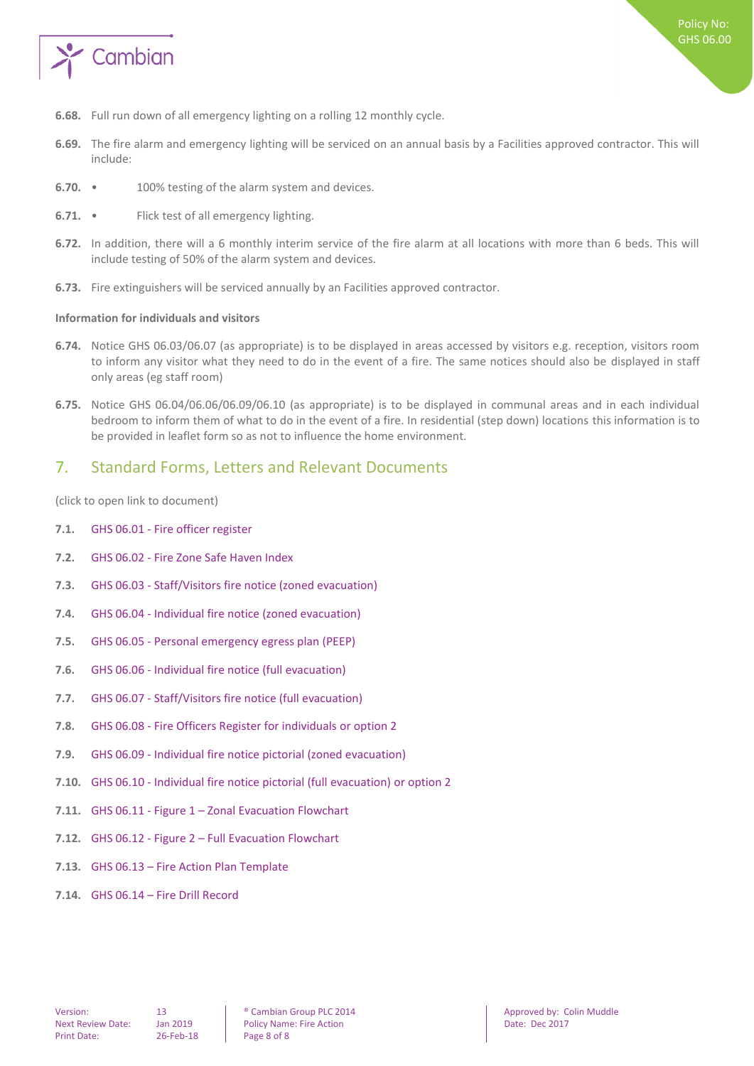**6.68.** Full run down of all emergency lighting on a rolling 12 monthly cycle.

**6.69.** The fire alarm and emergency lighting will be serviced on an annual basis by a Facilities approved contractor. This will include:

**6.70.** • 100% testing of the alarm system and devices.

**6.71.** • Flick test of all emergency lighting.

**6.72.** In addition, there will a 6 monthly interim service of the fire alarm at all locations with more than 6 beds. This will include testing of 50% of the alarm system and devices.

**6.73.** Fire extinguishers will be serviced annually by an Facilities approved contractor.

**Information for individuals and visitors**

**6.74.** Notice GHS 06.03/06.07 (as appropriate) is to be displayed in areas accessed by visitors e.g. reception, visitors room to inform any visitor what they need to do in the event of a fire. The same notices should also be displayed in staff only areas (eg staff room)

**6.75.** Notice GHS 06.04/06.06/06.09/06.10 (as appropriate) is to be displayed in communal areas and in each individual bedroom to inform them of what to do in the event of a fire. In residential (step down) locations this information is to be provided in leaflet form so as not to influence the home environment.

## 7. Standard Forms, Letters and Relevant Documents

(click to open link to document)

**7.1.** GHS 06.01 - Fire officer register

**7.2.** GHS 06.02 - Fire Zone Safe Haven Index

**7.3.** GHS 06.03 - Staff/Visitors fire notice (zoned evacuation)

**7.4.** GHS 06.04 - Individual fire notice (zoned evacuation)

**7.5.** GHS 06.05 - Personal emergency egress plan (PEEP)

**7.6.** GHS 06.06 - Individual fire notice (full evacuation)

**7.7.** GHS 06.07 - Staff/Visitors fire notice (full evacuation)

**7.8.** GHS 06.08 - Fire Officers Register for individuals or option 2

**7.9.** GHS 06.09 - Individual fire notice pictorial (zoned evacuation)

**7.10.** GHS 06.10 - Individual fire notice pictorial (full evacuation) or option 2

**7.11.** GHS 06.11 - Figure 1 – Zonal Evacuation Flowchart

**7.12.** GHS 06.12 - Figure 2 – Full Evacuation Flowchart

**7.13.** GHS 06.13 – Fire Action Plan Template

**7.14.** GHS 06.14 – Fire Drill Record